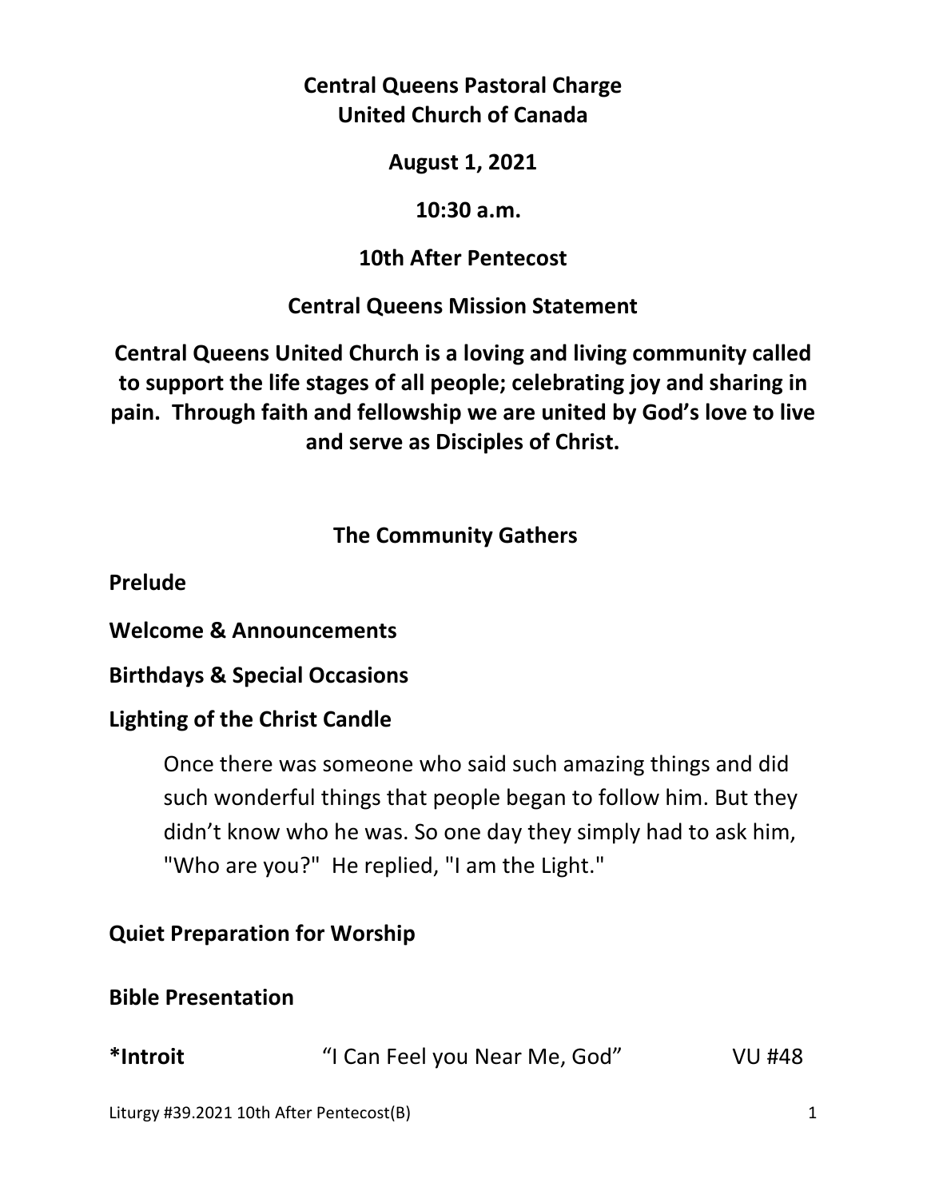# Central Queens Pastoral Charge
# United Church of Canada

**August 1, 2021**

**10:30 a.m.**

**10th After Pentecost**

## Central Queens Mission Statement

**Central Queens United Church is a loving and living community called to support the life stages of all people; celebrating joy and sharing in pain. Through faith and fellowship we are united by God's love to live and serve as Disciples of Christ.**

## The Community Gathers

**Prelude**

**Welcome & Announcements**

**Birthdays & Special Occasions**

**Lighting of the Christ Candle**

Once there was someone who said such amazing things and did such wonderful things that people began to follow him. But they didn't know who he was. So one day they simply had to ask him, "Who are you?" He replied, "I am the Light."

**Quiet Preparation for Worship**

**Bible Presentation**

***Introit** "I Can Feel you Near Me, God" VU #48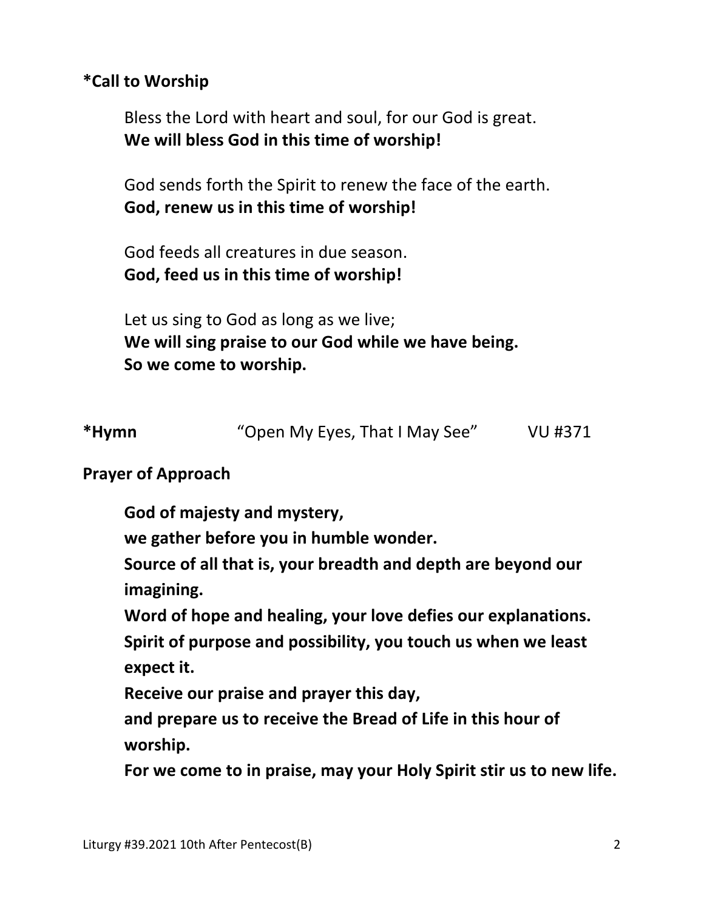**\*Call to Worship**

Bless the Lord with heart and soul, for our God is great.
**We will bless God in this time of worship!**

God sends forth the Spirit to renew the face of the earth.
**God, renew us in this time of worship!**

God feeds all creatures in due season.
**God, feed us in this time of worship!**

Let us sing to God as long as we live;
**We will sing praise to our God while we have being.**
**So we come to worship.**

**\*Hymn** "Open My Eyes, That I May See" VU #371

**Prayer of Approach**

**God of majesty and mystery,**
**we gather before you in humble wonder.**
**Source of all that is, your breadth and depth are beyond our imagining.**
**Word of hope and healing, your love defies our explanations.**
**Spirit of purpose and possibility, you touch us when we least expect it.**
**Receive our praise and prayer this day,**
**and prepare us to receive the Bread of Life in this hour of worship.**
**For we come to in praise, may your Holy Spirit stir us to new life.**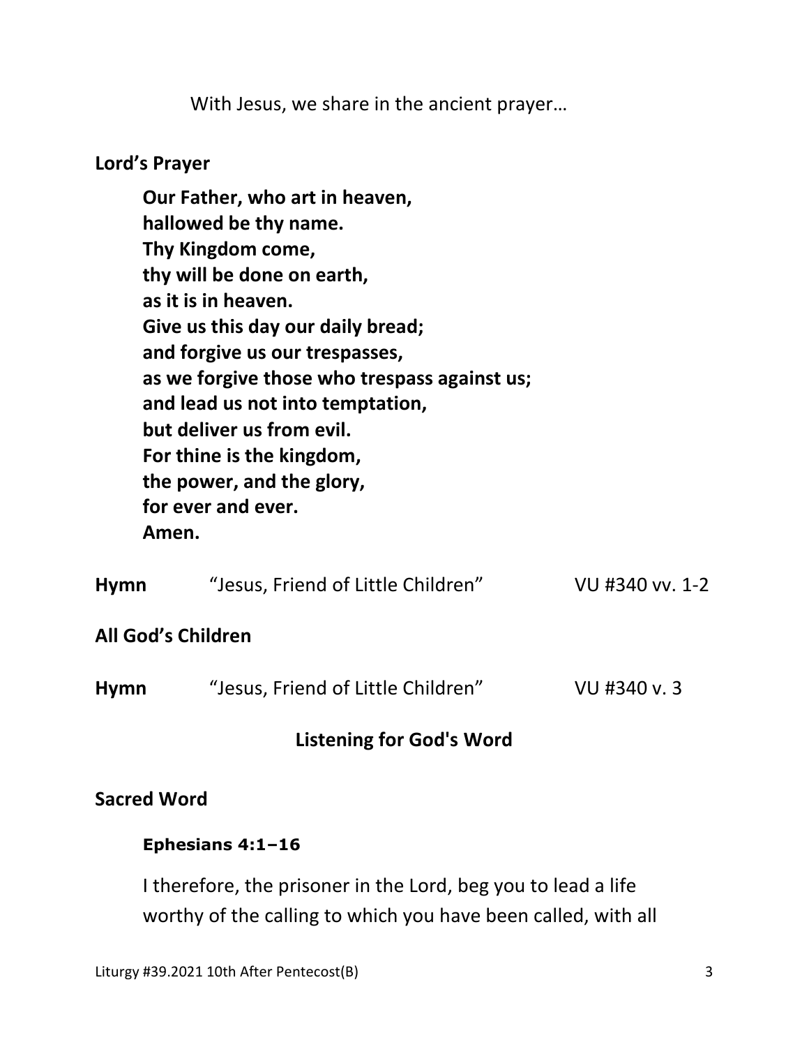With Jesus, we share in the ancient prayer…

**Lord's Prayer**

**Our Father, who art in heaven,**
**hallowed be thy name.**
**Thy Kingdom come,**
**thy will be done on earth,**
**as it is in heaven.**
**Give us this day our daily bread;**
**and forgive us our trespasses,**
**as we forgive those who trespass against us;**
**and lead us not into temptation,**
**but deliver us from evil.**
**For thine is the kingdom,**
**the power, and the glory,**
**for ever and ever.**
**Amen.**

**Hymn** "Jesus, Friend of Little Children" VU #340 vv. 1-2

**All God's Children**

**Hymn** "Jesus, Friend of Little Children" VU #340 v. 3

## Listening for God's Word

**Sacred Word**

**Ephesians 4:1–16**

I therefore, the prisoner in the Lord, beg you to lead a life worthy of the calling to which you have been called, with all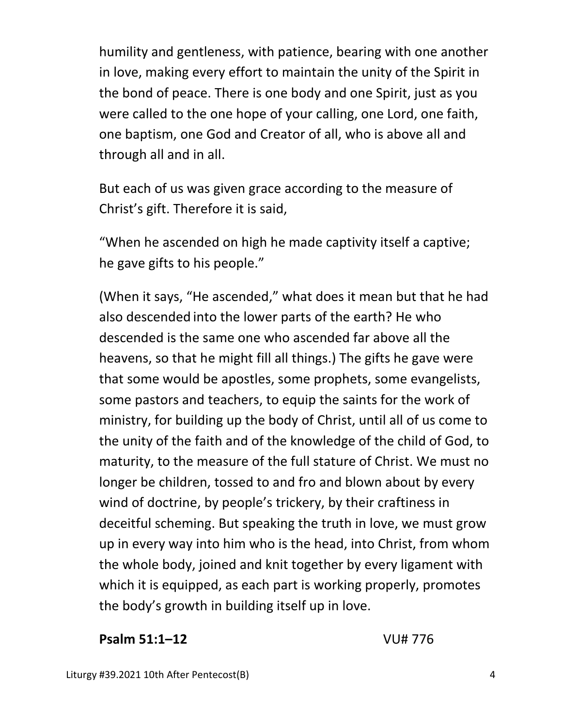humility and gentleness, with patience, bearing with one another in love, making every effort to maintain the unity of the Spirit in the bond of peace. There is one body and one Spirit, just as you were called to the one hope of your calling, one Lord, one faith, one baptism, one God and Creator of all, who is above all and through all and in all.

But each of us was given grace according to the measure of Christ's gift. Therefore it is said,

"When he ascended on high he made captivity itself a captive; he gave gifts to his people."

(When it says, "He ascended," what does it mean but that he had also descended into the lower parts of the earth? He who descended is the same one who ascended far above all the heavens, so that he might fill all things.) The gifts he gave were that some would be apostles, some prophets, some evangelists, some pastors and teachers, to equip the saints for the work of ministry, for building up the body of Christ, until all of us come to the unity of the faith and of the knowledge of the child of God, to maturity, to the measure of the full stature of Christ. We must no longer be children, tossed to and fro and blown about by every wind of doctrine, by people's trickery, by their craftiness in deceitful scheming. But speaking the truth in love, we must grow up in every way into him who is the head, into Christ, from whom the whole body, joined and knit together by every ligament with which it is equipped, as each part is working properly, promotes the body's growth in building itself up in love.

**Psalm 51:1–12** VU# 776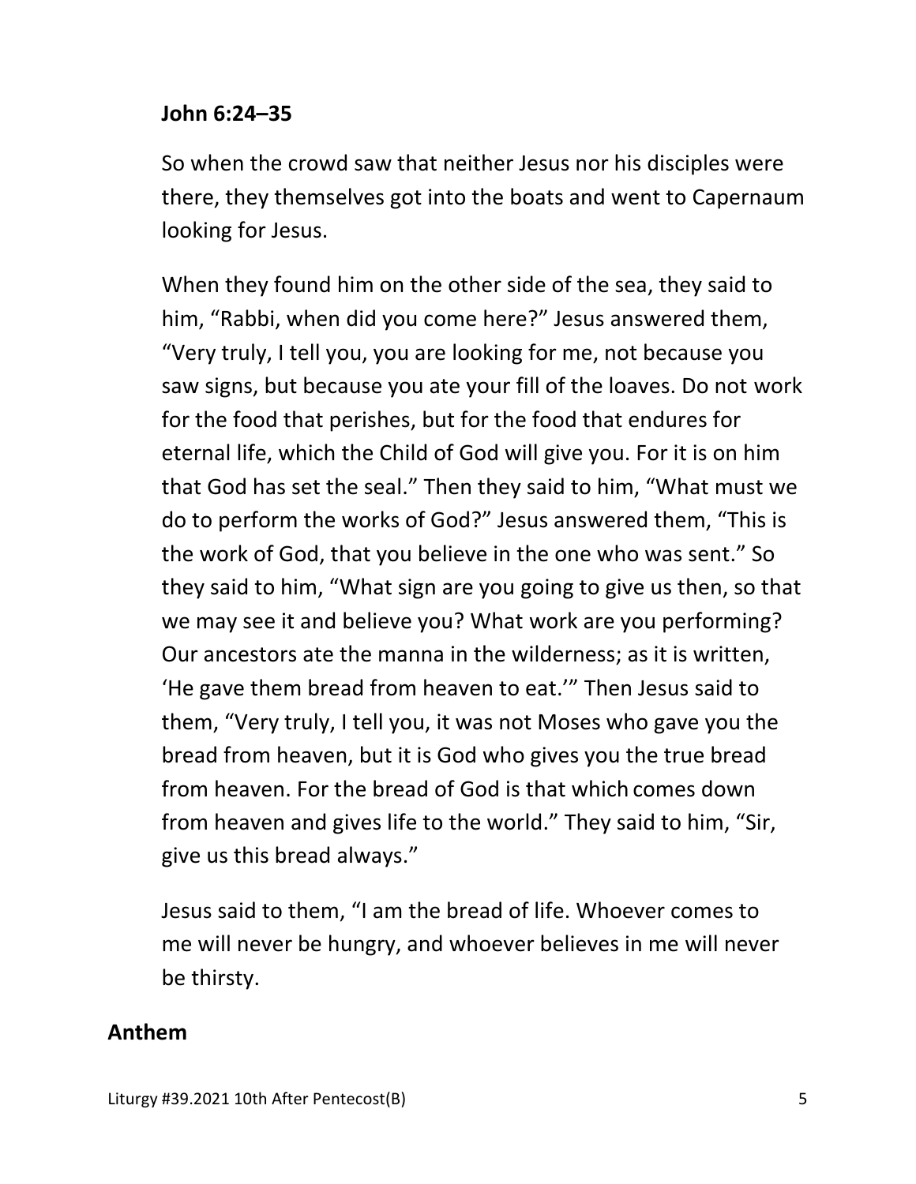**John 6:24–35**

So when the crowd saw that neither Jesus nor his disciples were there, they themselves got into the boats and went to Capernaum looking for Jesus.

When they found him on the other side of the sea, they said to him, "Rabbi, when did you come here?" Jesus answered them, "Very truly, I tell you, you are looking for me, not because you saw signs, but because you ate your fill of the loaves. Do not work for the food that perishes, but for the food that endures for eternal life, which the Child of God will give you. For it is on him that God has set the seal." Then they said to him, "What must we do to perform the works of God?" Jesus answered them, "This is the work of God, that you believe in the one who was sent." So they said to him, "What sign are you going to give us then, so that we may see it and believe you? What work are you performing? Our ancestors ate the manna in the wilderness; as it is written, 'He gave them bread from heaven to eat.'" Then Jesus said to them, "Very truly, I tell you, it was not Moses who gave you the bread from heaven, but it is God who gives you the true bread from heaven. For the bread of God is that which comes down from heaven and gives life to the world." They said to him, "Sir, give us this bread always."

Jesus said to them, "I am the bread of life. Whoever comes to me will never be hungry, and whoever believes in me will never be thirsty.

**Anthem**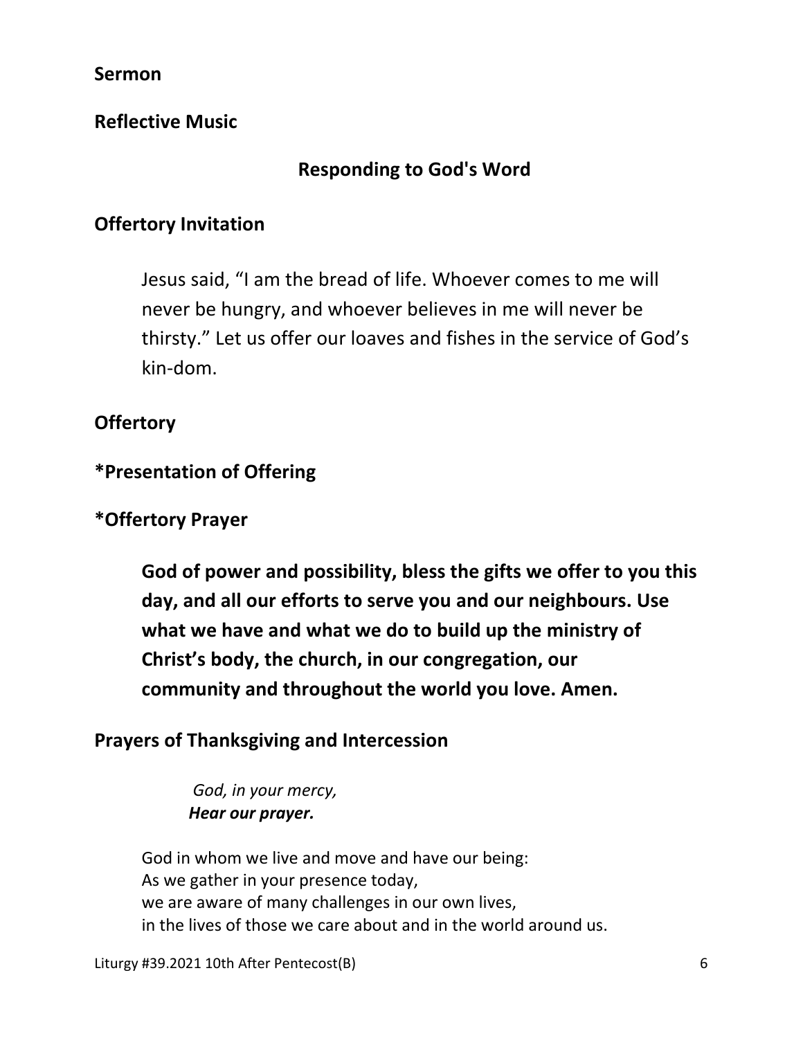**Sermon**

**Reflective Music**

## Responding to God's Word

**Offertory Invitation**

Jesus said, “I am the bread of life. Whoever comes to me will never be hungry, and whoever believes in me will never be thirsty.” Let us offer our loaves and fishes in the service of God’s kin-dom.

**Offertory**

***Presentation of Offering**

***Offertory Prayer**

**God of power and possibility, bless the gifts we offer to you this day, and all our efforts to serve you and our neighbours. Use what we have and what we do to build up the ministry of Christ’s body, the church, in our congregation, our community and throughout the world you love. Amen.**

**Prayers of Thanksgiving and Intercession**

*God, in your mercy,*
***Hear our prayer.***

God in whom we live and move and have our being:
As we gather in your presence today,
we are aware of many challenges in our own lives,
in the lives of those we care about and in the world around us.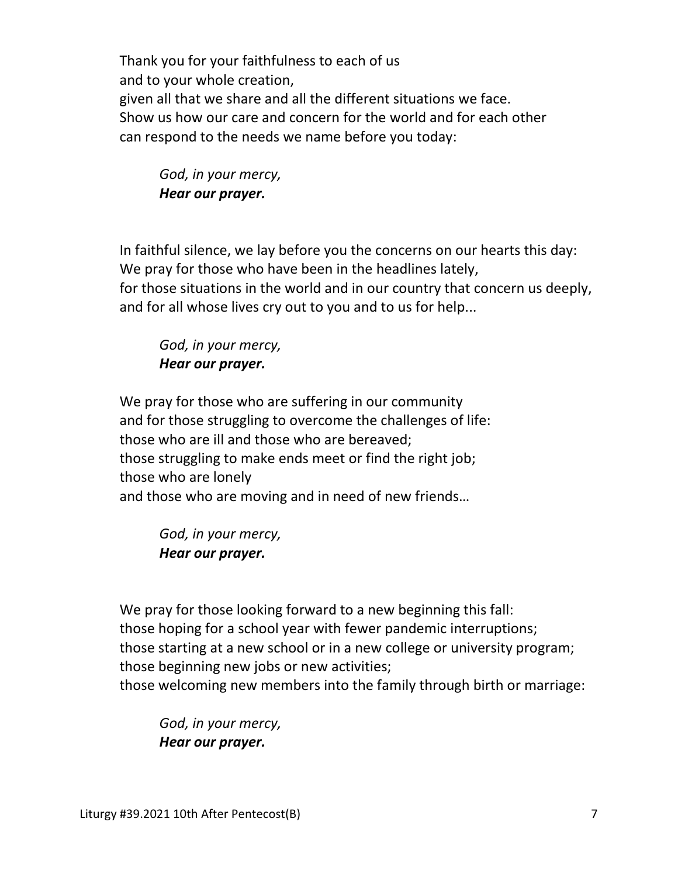Thank you for your faithfulness to each of us  
and to your whole creation,  
given all that we share and all the different situations we face.  
Show us how our care and concern for the world and for each other  
can respond to the needs we name before you today:

> *God, in your mercy,*  
> ***Hear our prayer.***

In faithful silence, we lay before you the concerns on our hearts this day:  
We pray for those who have been in the headlines lately,  
for those situations in the world and in our country that concern us deeply,  
and for all whose lives cry out to you and to us for help...

> *God, in your mercy,*  
> ***Hear our prayer.***

We pray for those who are suffering in our community  
and for those struggling to overcome the challenges of life:  
those who are ill and those who are bereaved;  
those struggling to make ends meet or find the right job;  
those who are lonely  
and those who are moving and in need of new friends…

> *God, in your mercy,*  
> ***Hear our prayer.***

We pray for those looking forward to a new beginning this fall:  
those hoping for a school year with fewer pandemic interruptions;  
those starting at a new school or in a new college or university program;  
those beginning new jobs or new activities;  
those welcoming new members into the family through birth or marriage:

> *God, in your mercy,*  
> ***Hear our prayer.***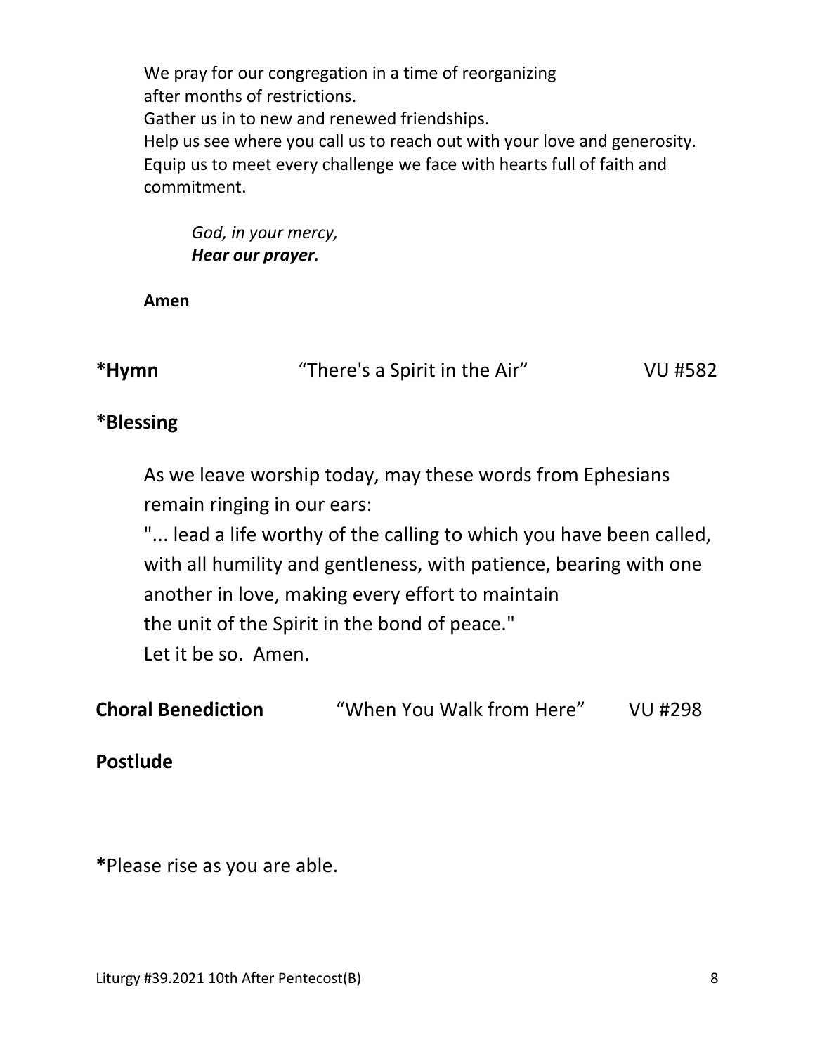We pray for our congregation in a time of reorganizing
after months of restrictions.
Gather us in to new and renewed friendships.
Help us see where you call us to reach out with your love and generosity.
Equip us to meet every challenge we face with hearts full of faith and commitment.

*God, in your mercy,*
***Hear our prayer.***

**Amen**

**\*Hymn** "There's a Spirit in the Air" VU #582

**\*Blessing**

As we leave worship today, may these words from Ephesians remain ringing in our ears:
"... lead a life worthy of the calling to which you have been called, with all humility and gentleness, with patience, bearing with one another in love, making every effort to maintain
the unit of the Spirit in the bond of peace."
Let it be so. Amen.

**Choral Benediction** "When You Walk from Here" VU #298

**Postlude**

**\***Please rise as you are able.